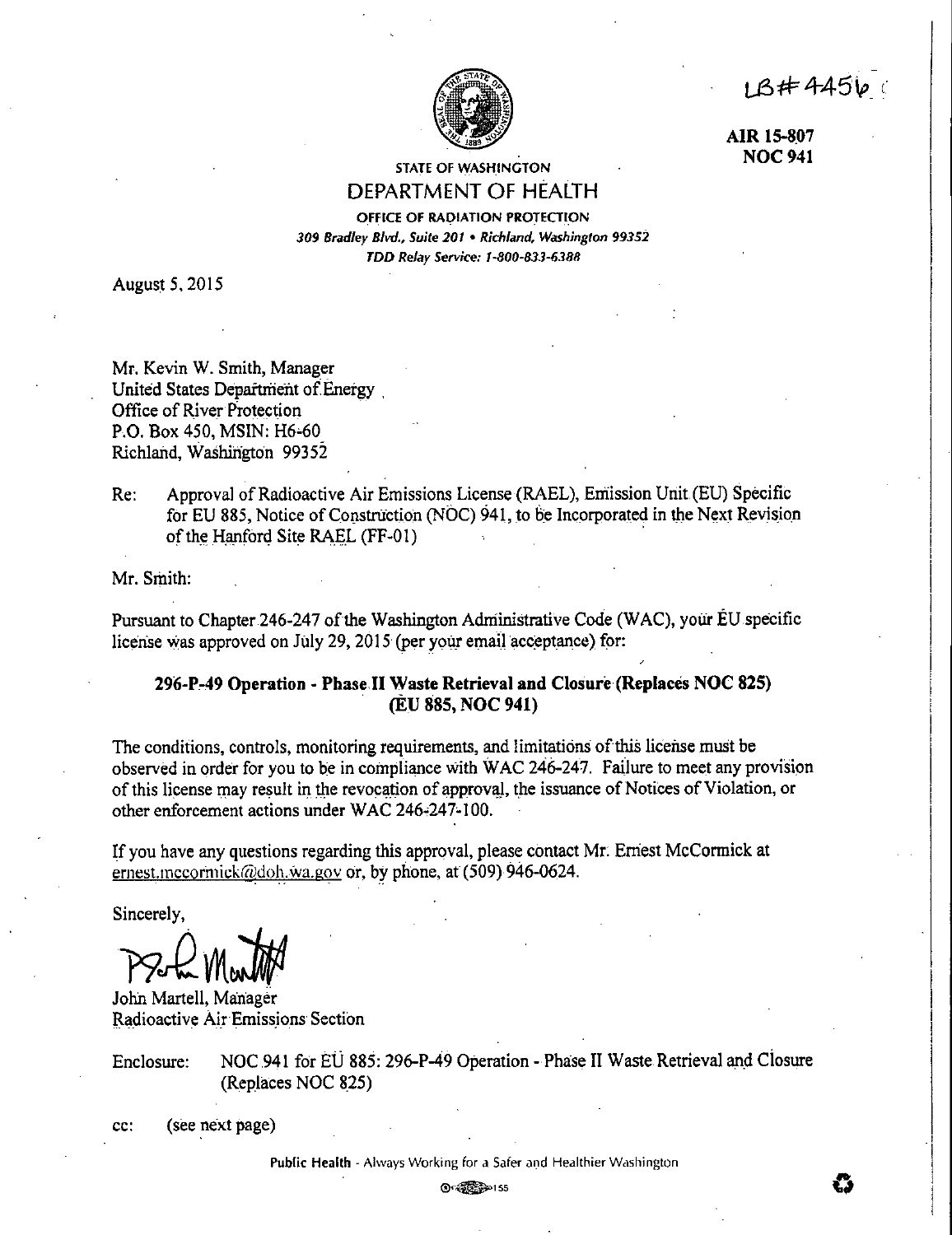LB# 4456

**AIR 15-807**
**NOC 941**

STATE OF WASHINGTON
DEPARTMENT OF HEALTH
OFFICE OF RADIATION PROTECTION
*309 Bradley Blvd., Suite 201 • Richland, Washington 99352*
*TDD Relay Service: 1-800-833-6388*

August 5, 2015

Mr. Kevin W. Smith, Manager
United States Department of Energy
Office of River Protection
P.O. Box 450, MSIN: H6-60
Richland, Washington 99352

Re: Approval of Radioactive Air Emissions License (RAEL), Emission Unit (EU) Specific for EU 885, Notice of Construction (NOC) 941, to be Incorporated in the Next Revision of the Hanford Site RAEL (FF-01)

Mr. Smith:

Pursuant to Chapter 246-247 of the Washington Administrative Code (WAC), your EU specific license was approved on July 29, 2015 (per your email acceptance) for:

**296-P-49 Operation - Phase II Waste Retrieval and Closure (Replaces NOC 825)**
**(EU 885, NOC 941)**

The conditions, controls, monitoring requirements, and limitations of this license must be observed in order for you to be in compliance with WAC 246-247. Failure to meet any provision of this license may result in the revocation of approval, the issuance of Notices of Violation, or other enforcement actions under WAC 246-247-100.

If you have any questions regarding this approval, please contact Mr. Ernest McCormick at ernest.mccormick@doh.wa.gov or, by phone, at (509) 946-0624.

Sincerely,

John Martell, Manager
Radioactive Air Emissions Section

Enclosure: NOC 941 for EU 885: 296-P-49 Operation - Phase II Waste Retrieval and Closure (Replaces NOC 825)

cc: (see next page)

Public Health - Always Working for a Safer and Healthier Washington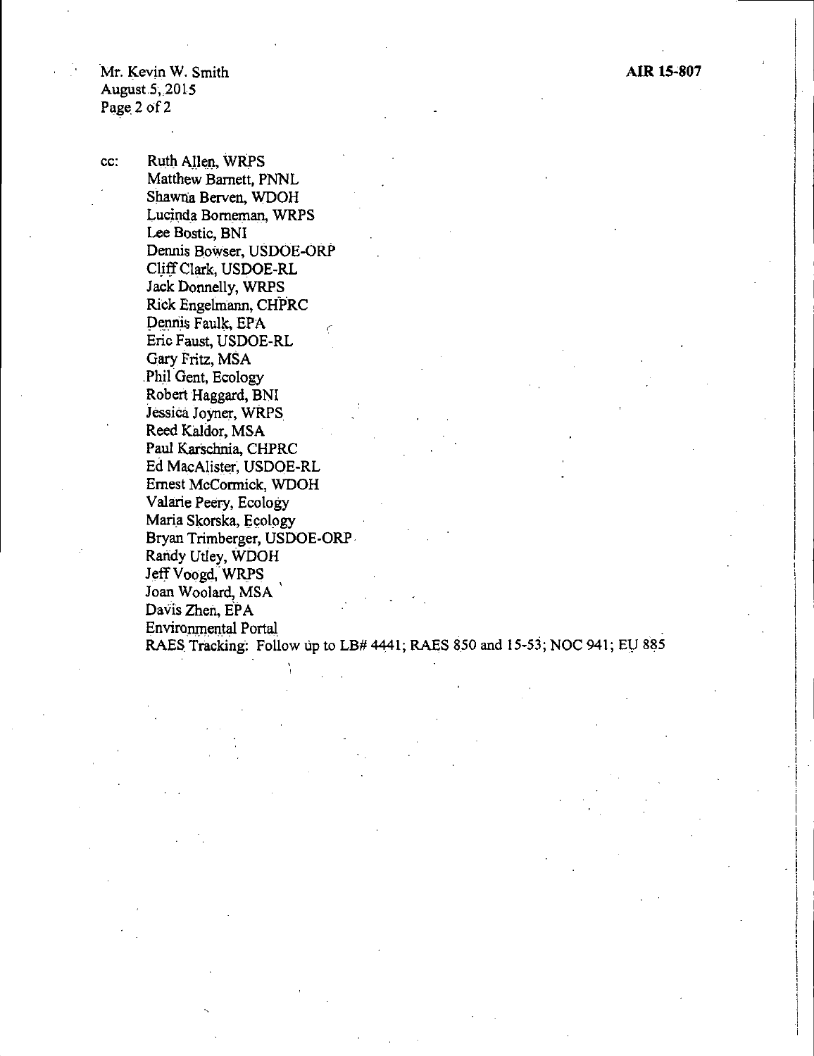cc: Ruth Allen, WRPS
Matthew Barnett, PNNL
Shawna Berven, WDOH
Lucinda Borneman, WRPS
Lee Bostic, BNI
Dennis Bowser, USDOE-ORP
Cliff Clark, USDOE-RL
Jack Donnelly, WRPS
Rick Engelmann, CHPRC
Dennis Faulk, EPA
Eric Faust, USDOE-RL
Gary Fritz, MSA
Phil Gent, Ecology
Robert Haggard, BNI
Jessica Joyner, WRPS
Reed Kaldor, MSA
Paul Karschnia, CHPRC
Ed MacAlister, USDOE-RL
Ernest McCormick, WDOH
Valarie Peery, Ecology
Maria Skorska, Ecology
Bryan Trimberger, USDOE-ORP
Randy Utley, WDOH
Jeff Voogd, WRPS
Joan Woolard, MSA
Davis Zhen, EPA
Environmental Portal
RAES Tracking: Follow up to LB# 4441; RAES 850 and 15-53; NOC 941; EU 885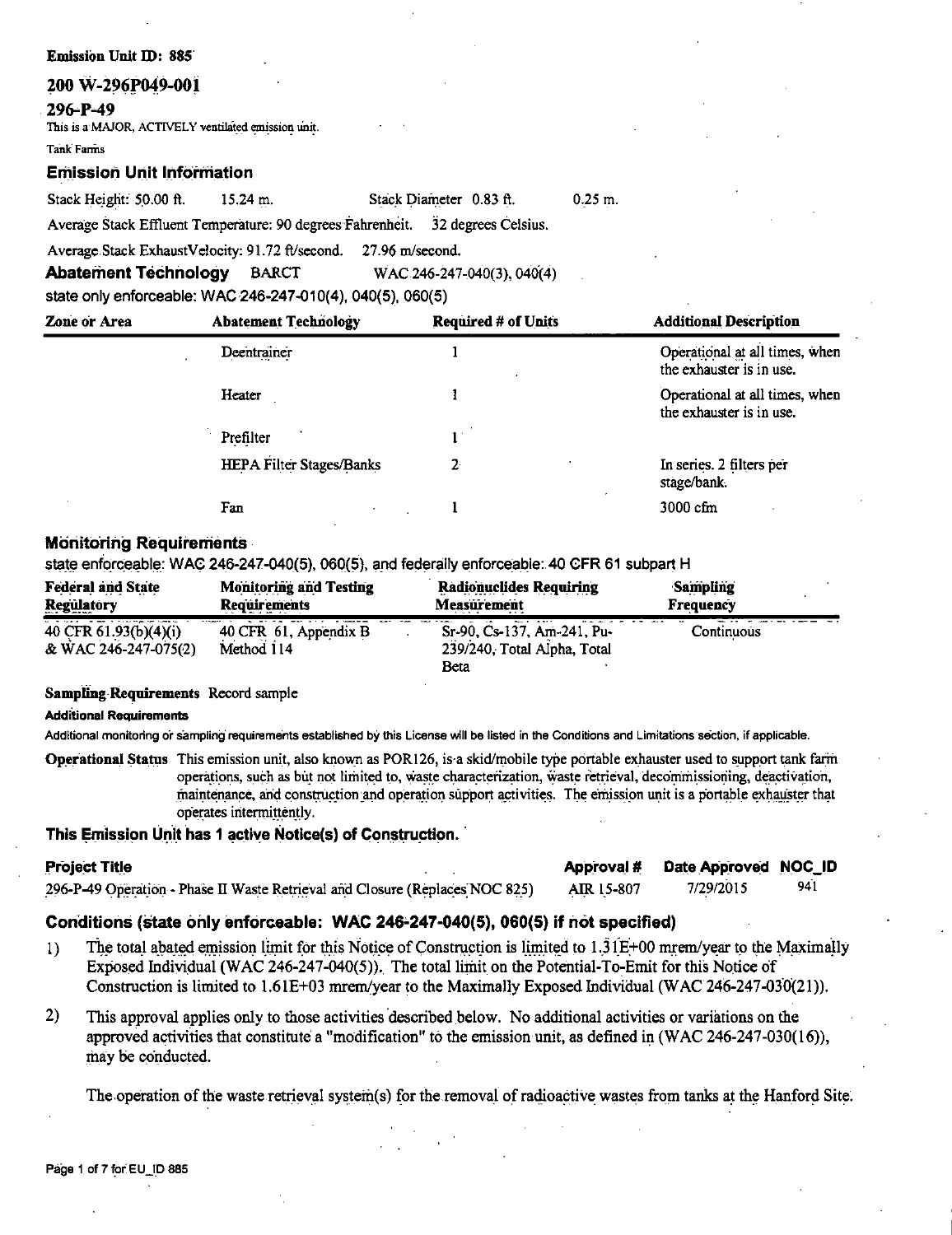**Emission Unit ID: 885**

## 200 W-296P049-001

### 296-P-49

This is a MAJOR, ACTIVELY ventilated emission unit.

Tank Farms

### Emission Unit Information

Stack Height: 50.00 ft. 15.24 m. Stack Diameter 0.83 ft. 0.25 m.

Average Stack Effluent Temperature: 90 degrees Fahrenheit. 32 degrees Celsius.

Average Stack ExhaustVelocity: 91.72 ft/second. 27.96 m/second.

**Abatement Technology** BARCT WAC 246-247-040(3), 040(4)

state only enforceable: WAC 246-247-010(4), 040(5), 060(5)

| Zone or Area | Abatement Technology | Required # of Units | Additional Description |
|---|---|---|---|
| | Deentrainer | 1 | Operational at all times, when the exhauster is in use. |
| | Heater | 1 | Operational at all times, when the exhauster is in use. |
| | Prefilter | 1 | |
| | HEPA Filter Stages/Banks | 2 | In series. 2 filters per stage/bank. |
| | Fan | 1 | 3000 cfm |

### Monitoring Requirements

state enforceable: WAC 246-247-040(5), 060(5), and federally enforceable: 40 CFR 61 subpart H

| Federal and State Regulatory | Monitoring and Testing Requirements | Radionuclides Requiring Measurement | Sampling Frequency |
|---|---|---|---|
| 40 CFR 61.93(b)(4)(i) & WAC 246-247-075(2) | 40 CFR 61, Appendix B Method 114 | Sr-90, Cs-137, Am-241, Pu-239/240, Total Alpha, Total Beta | Continuous |

**Sampling Requirements** Record sample

**Additional Requirements**

Additional monitoring or sampling requirements established by this License will be listed in the Conditions and Limitations section, if applicable.

**Operational Status** This emission unit, also known as POR126, is a skid/mobile type portable exhauster used to support tank farm operations, such as but not limited to, waste characterization, waste retrieval, decommissioning, deactivation, maintenance, and construction and operation support activities. The emission unit is a portable exhauster that operates intermittently.

### This Emission Unit has 1 active Notice(s) of Construction.

| Project Title | Approval # | Date Approved | NOC_ID |
|---|---|---|---|
| 296-P-49 Operation - Phase II Waste Retrieval and Closure (Replaces NOC 825) | AIR 15-807 | 7/29/2015 | 941 |

### Conditions (state only enforceable: WAC 246-247-040(5), 060(5) if not specified)

1) The total abated emission limit for this Notice of Construction is limited to 1.31E+00 mrem/year to the Maximally Exposed Individual (WAC 246-247-040(5)). The total limit on the Potential-To-Emit for this Notice of Construction is limited to 1.61E+03 mrem/year to the Maximally Exposed Individual (WAC 246-247-030(21)).

2) This approval applies only to those activities described below. No additional activities or variations on the approved activities that constitute a "modification" to the emission unit, as defined in (WAC 246-247-030(16)), may be conducted.

   The operation of the waste retrieval system(s) for the removal of radioactive wastes from tanks at the Hanford Site.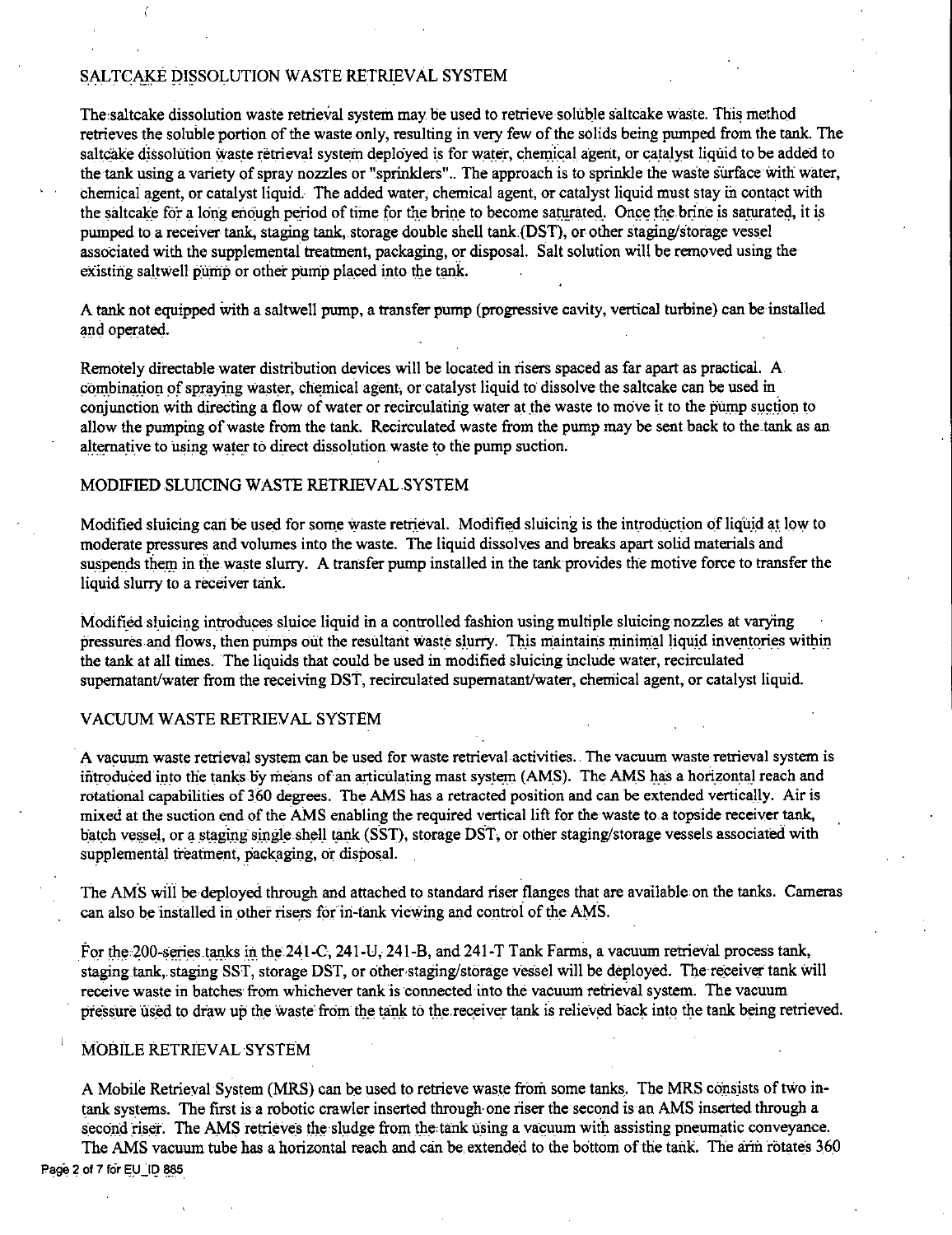## SALTCAKE DISSOLUTION WASTE RETRIEVAL SYSTEM

The saltcake dissolution waste retrieval system may be used to retrieve soluble saltcake waste. This method retrieves the soluble portion of the waste only, resulting in very few of the solids being pumped from the tank. The saltcake dissolution waste retrieval system deployed is for water, chemical agent, or catalyst liquid to be added to the tank using a variety of spray nozzles or "sprinklers".. The approach is to sprinkle the waste surface with water, chemical agent, or catalyst liquid. The added water, chemical agent, or catalyst liquid must stay in contact with the saltcake for a long enough period of time for the brine to become saturated. Once the brine is saturated, it is pumped to a receiver tank, staging tank, storage double shell tank (DST), or other staging/storage vessel associated with the supplemental treatment, packaging, or disposal. Salt solution will be removed using the existing saltwell pump or other pump placed into the tank.

A tank not equipped with a saltwell pump, a transfer pump (progressive cavity, vertical turbine) can be installed and operated.

Remotely directable water distribution devices will be located in risers spaced as far apart as practical. A combination of spraying waster, chemical agent, or catalyst liquid to dissolve the saltcake can be used in conjunction with directing a flow of water or recirculating water at the waste to move it to the pump suction to allow the pumping of waste from the tank. Recirculated waste from the pump may be sent back to the tank as an alternative to using water to direct dissolution waste to the pump suction.

## MODIFIED SLUICING WASTE RETRIEVAL SYSTEM

Modified sluicing can be used for some waste retrieval. Modified sluicing is the introduction of liquid at low to moderate pressures and volumes into the waste. The liquid dissolves and breaks apart solid materials and suspends them in the waste slurry. A transfer pump installed in the tank provides the motive force to transfer the liquid slurry to a receiver tank.

Modified sluicing introduces sluice liquid in a controlled fashion using multiple sluicing nozzles at varying pressures and flows, then pumps out the resultant waste slurry. This maintains minimal liquid inventories within the tank at all times. The liquids that could be used in modified sluicing include water, recirculated supernatant/water from the receiving DST, recirculated supernatant/water, chemical agent, or catalyst liquid.

## VACUUM WASTE RETRIEVAL SYSTEM

A vacuum waste retrieval system can be used for waste retrieval activities. The vacuum waste retrieval system is introduced into the tanks by means of an articulating mast system (AMS). The AMS has a horizontal reach and rotational capabilities of 360 degrees. The AMS has a retracted position and can be extended vertically. Air is mixed at the suction end of the AMS enabling the required vertical lift for the waste to a topside receiver tank, batch vessel, or a staging single shell tank (SST), storage DST, or other staging/storage vessels associated with supplemental treatment, packaging, or disposal.

The AMS will be deployed through and attached to standard riser flanges that are available on the tanks. Cameras can also be installed in other risers for in-tank viewing and control of the AMS.

For the 200-series tanks in the 241-C, 241-U, 241-B, and 241-T Tank Farms, a vacuum retrieval process tank, staging tank, staging SST, storage DST, or other staging/storage vessel will be deployed. The receiver tank will receive waste in batches from whichever tank is connected into the vacuum retrieval system. The vacuum pressure used to draw up the waste from the tank to the receiver tank is relieved back into the tank being retrieved.

## MOBILE RETRIEVAL SYSTEM

A Mobile Retrieval System (MRS) can be used to retrieve waste from some tanks. The MRS consists of two in-tank systems. The first is a robotic crawler inserted through one riser the second is an AMS inserted through a second riser. The AMS retrieves the sludge from the tank using a vacuum with assisting pneumatic conveyance. The AMS vacuum tube has a horizontal reach and can be extended to the bottom of the tank. The arm rotates 360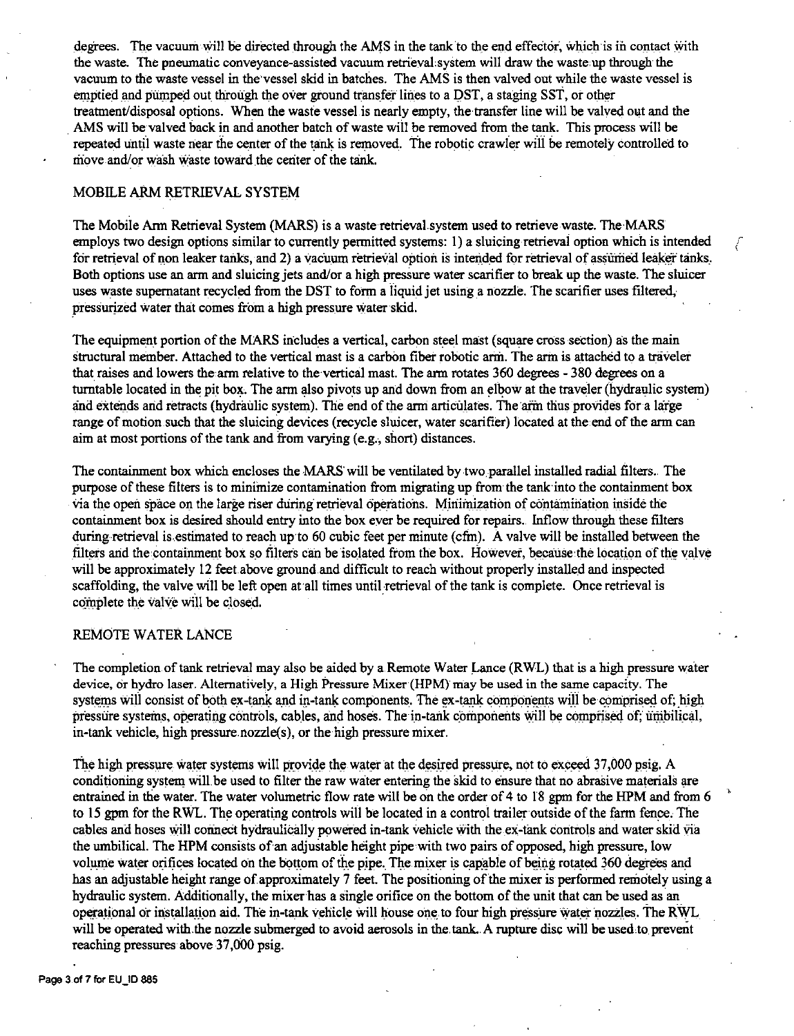degrees. The vacuum will be directed through the AMS in the tank to the end effector, which is in contact with the waste. The pneumatic conveyance-assisted vacuum retrieval system will draw the waste up through the vacuum to the waste vessel in the vessel skid in batches. The AMS is then valved out while the waste vessel is emptied and pumped out through the over ground transfer lines to a DST, a staging SST, or other treatment/disposal options. When the waste vessel is nearly empty, the transfer line will be valved out and the AMS will be valved back in and another batch of waste will be removed from the tank. This process will be repeated until waste near the center of the tank is removed. The robotic crawler will be remotely controlled to move and/or wash waste toward the center of the tank.

## MOBILE ARM RETRIEVAL SYSTEM

The Mobile Arm Retrieval System (MARS) is a waste retrieval system used to retrieve waste. The MARS employs two design options similar to currently permitted systems: 1) a sluicing retrieval option which is intended for retrieval of non leaker tanks, and 2) a vacuum retrieval option is intended for retrieval of assumed leaker tanks. Both options use an arm and sluicing jets and/or a high pressure water scarifier to break up the waste. The sluicer uses waste supernatant recycled from the DST to form a liquid jet using a nozzle. The scarifier uses filtered, pressurized water that comes from a high pressure water skid.

The equipment portion of the MARS includes a vertical, carbon steel mast (square cross section) as the main structural member. Attached to the vertical mast is a carbon fiber robotic arm. The arm is attached to a traveler that raises and lowers the arm relative to the vertical mast. The arm rotates 360 degrees - 380 degrees on a turntable located in the pit box. The arm also pivots up and down from an elbow at the traveler (hydraulic system) and extends and retracts (hydraulic system). The end of the arm articulates. The arm thus provides for a large range of motion such that the sluicing devices (recycle sluicer, water scarifier) located at the end of the arm can aim at most portions of the tank and from varying (e.g., short) distances.

The containment box which encloses the MARS will be ventilated by two parallel installed radial filters. The purpose of these filters is to minimize contamination from migrating up from the tank into the containment box via the open space on the large riser during retrieval operations. Minimization of contamination inside the containment box is desired should entry into the box ever be required for repairs. Inflow through these filters during retrieval is estimated to reach up to 60 cubic feet per minute (cfm). A valve will be installed between the filters and the containment box so filters can be isolated from the box. However, because the location of the valve will be approximately 12 feet above ground and difficult to reach without properly installed and inspected scaffolding, the valve will be left open at all times until retrieval of the tank is complete. Once retrieval is complete the valve will be closed.

## REMOTE WATER LANCE

The completion of tank retrieval may also be aided by a Remote Water Lance (RWL) that is a high pressure water device, or hydro laser. Alternatively, a High Pressure Mixer (HPM) may be used in the same capacity. The systems will consist of both ex-tank and in-tank components. The ex-tank components will be comprised of; high pressure systems, operating controls, cables, and hoses. The in-tank components will be comprised of; umbilical, in-tank vehicle, high pressure nozzle(s), or the high pressure mixer.

The high pressure water systems will provide the water at the desired pressure, not to exceed 37,000 psig. A conditioning system will be used to filter the raw water entering the skid to ensure that no abrasive materials are entrained in the water. The water volumetric flow rate will be on the order of 4 to 18 gpm for the HPM and from 6 to 15 gpm for the RWL. The operating controls will be located in a control trailer outside of the farm fence. The cables and hoses will connect hydraulically powered in-tank vehicle with the ex-tank controls and water skid via the umbilical. The HPM consists of an adjustable height pipe with two pairs of opposed, high pressure, low volume water orifices located on the bottom of the pipe. The mixer is capable of being rotated 360 degrees and has an adjustable height range of approximately 7 feet. The positioning of the mixer is performed remotely using a hydraulic system. Additionally, the mixer has a single orifice on the bottom of the unit that can be used as an operational or installation aid. The in-tank vehicle will house one to four high pressure water nozzles. The RWL will be operated with the nozzle submerged to avoid aerosols in the tank. A rupture disc will be used to prevent reaching pressures above 37,000 psig.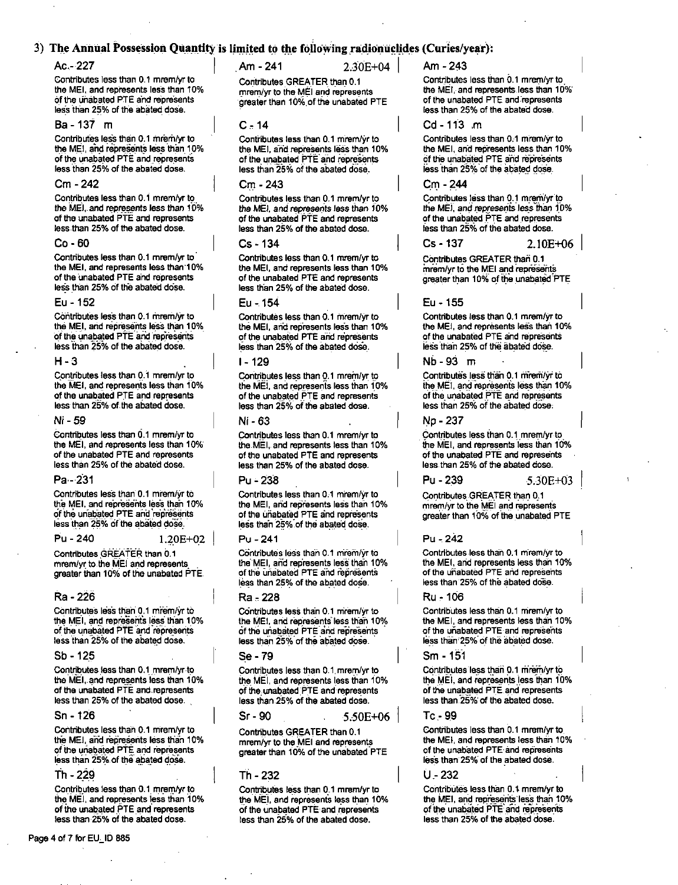### 3) The Annual Possession Quantity is limited to the following radionuclides (Curies/year):

**Ac - 227**

Contributes less than 0.1 mrem/yr to the MEI, and represents less than 10% of the unabated PTE and represents less than 25% of the abated dose.

**Am - 241** 2.30E+04

Contributes GREATER than 0.1 mrem/yr to the MEI and represents greater than 10% of the unabated PTE

**Am - 243**

Contributes less than 0.1 mrem/yr to the MEI, and represents less than 10% of the unabated PTE and represents less than 25% of the abated dose.

**Ba - 137 m**

Contributes less than 0.1 mrem/yr to the MEI, and represents less than 10% of the unabated PTE and represents less than 25% of the abated dose.

**C - 14**

Contributes less than 0.1 mrem/yr to the MEI, and represents less than 10% of the unabated PTE and represents less than 25% of the abated dose.

**Cd - 113 m**

Contributes less than 0.1 mrem/yr to the MEI, and represents less than 10% of the unabated PTE and represents less than 25% of the abated dose.

**Cm - 242**

Contributes less than 0.1 mrem/yr to the MEI, and represents less than 10% of the unabated PTE and represents less than 25% of the abated dose.

**Cm - 243**

Contributes less than 0.1 mrem/yr to the MEI, and represents less than 10% of the unabated PTE and represents less than 25% of the abated dose.

**Cm - 244**

Contributes less than 0.1 mrem/yr to the MEI, and represents less than 10% of the unabated PTE and represents less than 25% of the abated dose.

**Co - 60**

Contributes less than 0.1 mrem/yr to the MEI, and represents less than 10% of the unabated PTE and represents less than 25% of the abated dose.

**Cs - 134**

Contributes less than 0.1 mrem/yr to the MEI, and represents less than 10% of the unabated PTE and represents less than 25% of the abated dose.

**Cs - 137** 2.10E+06

Contributes GREATER than 0.1 mrem/yr to the MEI and represents greater than 10% of the unabated PTE

**Eu - 152**

Contributes less than 0.1 mrem/yr to the MEI, and represents less than 10% of the unabated PTE and represents less than 25% of the abated dose.

**Eu - 154**

Contributes less than 0.1 mrem/yr to the MEI, and represents less than 10% of the unabated PTE and represents less than 25% of the abated dose.

**Eu - 155**

Contributes less than 0.1 mrem/yr to the MEI, and represents less than 10% of the unabated PTE and represents less than 25% of the abated dose.

**H - 3**

Contributes less than 0.1 mrem/yr to the MEI, and represents less than 10% of the unabated PTE and represents less than 25% of the abated dose.

**I - 129**

Contributes less than 0.1 mrem/yr to the MEI, and represents less than 10% of the unabated PTE and represents less than 25% of the abated dose.

**Nb - 93 m**

Contributes less than 0.1 mrem/yr to the MEI, and represents less than 10% of the unabated PTE and represents less than 25% of the abated dose.

**Ni - 59**

Contributes less than 0.1 mrem/yr to the MEI, and represents less than 10% of the unabated PTE and represents less than 25% of the abated dose.

**Ni - 63**

Contributes less than 0.1 mrem/yr to the MEI, and represents less than 10% of the unabated PTE and represents less than 25% of the abated dose.

**Np - 237**

Contributes less than 0.1 mrem/yr to the MEI, and represents less than 10% of the unabated PTE and represents less than 25% of the abated dose.

**Pa - 231**

Contributes less than 0.1 mrem/yr to the MEI, and represents less than 10% of the unabated PTE and represents less than 25% of the abated dose.

**Pu - 238**

Contributes less than 0.1 mrem/yr to the MEI, and represents less than 10% of the unabated PTE and represents less than 25% of the abated dose.

**Pu - 239** 5.30E+03

Contributes GREATER than 0.1 mrem/yr to the MEI and represents greater than 10% of the unabated PTE

**Pu - 240** 1.20E+02

Contributes GREATER than 0.1 mrem/yr to the MEI and represents greater than 10% of the unabated PTE.

**Pu - 241**

Contributes less than 0.1 mrem/yr to the MEI, and represents less than 10% of the unabated PTE and represents less than 25% of the abated dose.

**Pu - 242**

Contributes less than 0.1 mrem/yr to the MEI, and represents less than 10% of the unabated PTE and represents less than 25% of the abated dose.

**Ra - 226**

Contributes less than 0.1 mrem/yr to the MEI, and represents less than 10% of the unabated PTE and represents less than 25% of the abated dose.

**Ra - 228**

Contributes less than 0.1 mrem/yr to the MEI, and represents less than 10% of the unabated PTE and represents less than 25% of the abated dose.

**Ru - 106**

Contributes less than 0.1 mrem/yr to the MEI, and represents less than 10% of the unabated PTE and represents less than 25% of the abated dose.

**Sb - 125**

Contributes less than 0.1 mrem/yr to the MEI, and represents less than 10% of the unabated PTE and represents less than 25% of the abated dose.

**Se - 79**

Contributes less than 0.1 mrem/yr to the MEI, and represents less than 10% of the unabated PTE and represents less than 25% of the abated dose.

**Sm - 151**

Contributes less than 0.1 mrem/yr to the MEI, and represents less than 10% of the unabated PTE and represents less than 25% of the abated dose.

**Sn - 126**

Contributes less than 0.1 mrem/yr to the MEI, and represents less than 10% of the unabated PTE and represents less than 25% of the abated dose.

**Sr - 90** 5.50E+06

Contributes GREATER than 0.1 mrem/yr to the MEI and represents greater than 10% of the unabated PTE

**Tc - 99**

Contributes less than 0.1 mrem/yr to the MEI, and represents less than 10% of the unabated PTE and represents less than 25% of the abated dose.

**Th - 229**

Contributes less than 0.1 mrem/yr to the MEI, and represents less than 10% of the unabated PTE and represents less than 25% of the abated dose.

**Th - 232**

Contributes less than 0.1 mrem/yr to the MEI, and represents less than 10% of the unabated PTE and represents less than 25% of the abated dose.

**U - 232**

Contributes less than 0.1 mrem/yr to the MEI, and represents less than 10% of the unabated PTE and represents less than 25% of the abated dose.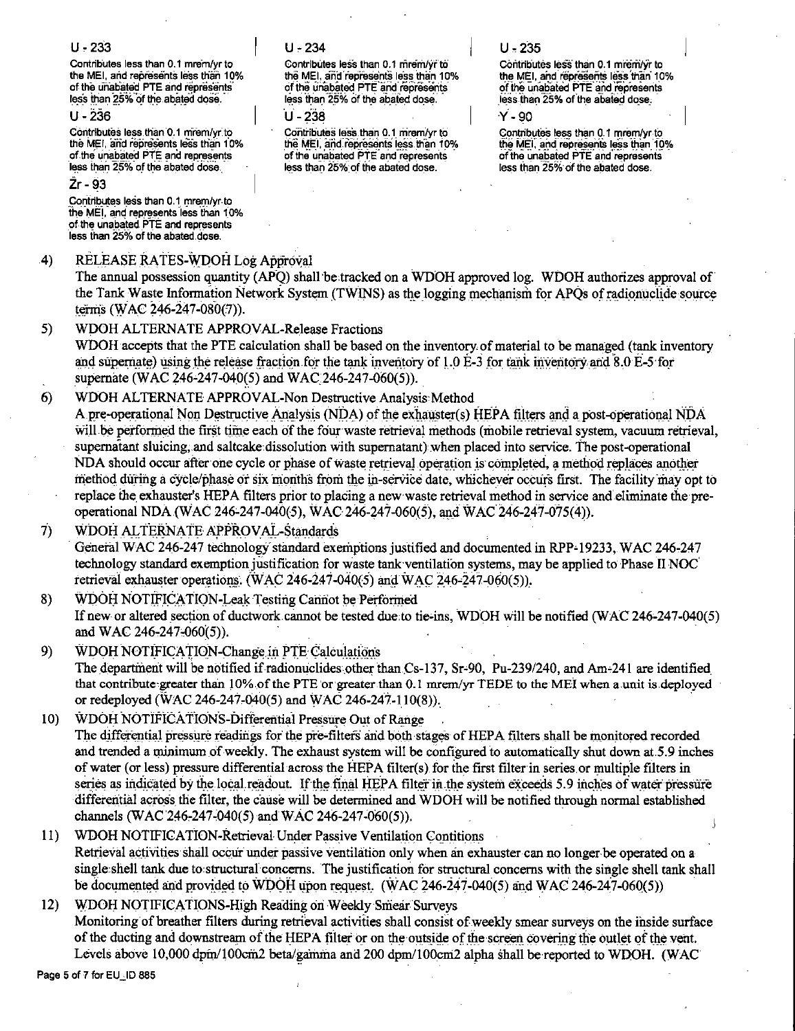**U - 233**

Contributes less than 0.1 mrem/yr to the MEI, and represents less than 10% of the unabated PTE and represents less than 25% of the abated dose.

**U - 234**

Contributes less than 0.1 mrem/yr to the MEI, and represents less than 10% of the unabated PTE and represents less than 25% of the abated dose.

**U - 235**

Contributes less than 0.1 mrem/yr to the MEI, and represents less than 10% of the unabated PTE and represents less than 25% of the abated dose.

**U - 236**

Contributes less than 0.1 mrem/yr to the MEI, and represents less than 10% of the unabated PTE and represents less than 25% of the abated dose.

**U - 238**

Contributes less than 0.1 mrem/yr to the MEI, and represents less than 10% of the unabated PTE and represents less than 25% of the abated dose.

**Y - 90**

Contributes less than 0.1 mrem/yr to the MEI, and represents less than 10% of the unabated PTE and represents less than 25% of the abated dose.

**Zr - 93**

Contributes less than 0.1 mrem/yr to the MEI, and represents less than 10% of the unabated PTE and represents less than 25% of the abated dose.

4) RELEASE RATES-WDOH Log Approval
   The annual possession quantity (APQ) shall be tracked on a WDOH approved log. WDOH authorizes approval of the Tank Waste Information Network System (TWINS) as the logging mechanism for APQs of radionuclide source terms (WAC 246-247-080(7)).

5) WDOH ALTERNATE APPROVAL-Release Fractions
   WDOH accepts that the PTE calculation shall be based on the inventory of material to be managed (tank inventory and supernate) using the release fraction for the tank inventory of 1.0 E-3 for tank inventory and 8.0 E-5 for supernate (WAC 246-247-040(5) and WAC 246-247-060(5)).

6) WDOH ALTERNATE APPROVAL-Non Destructive Analysis Method
   A pre-operational Non Destructive Analysis (NDA) of the exhauster(s) HEPA filters and a post-operational NDA will be performed the first time each of the four waste retrieval methods (mobile retrieval system, vacuum retrieval, supernatant sluicing, and saltcake dissolution with supernatant) when placed into service. The post-operational NDA should occur after one cycle or phase of waste retrieval operation is completed, a method replaces another method during a cycle/phase or six months from the in-service date, whichever occurs first. The facility may opt to replace the exhauster's HEPA filters prior to placing a new waste retrieval method in service and eliminate the pre-operational NDA (WAC 246-247-040(5), WAC 246-247-060(5), and WAC 246-247-075(4)).

7) WDOH ALTERNATE APPROVAL-Standards
   General WAC 246-247 technology standard exemptions justified and documented in RPP-19233, WAC 246-247 technology standard exemption justification for waste tank ventilation systems, may be applied to Phase II NOC retrieval exhauster operations. (WAC 246-247-040(5) and WAC 246-247-060(5)).

8) WDOH NOTIFICATION-Leak Testing Cannot be Performed
   If new or altered section of ductwork cannot be tested due to tie-ins, WDOH will be notified (WAC 246-247-040(5) and WAC 246-247-060(5)).

9) WDOH NOTIFICATION-Change in PTE Calculations
   The department will be notified if radionuclides other than Cs-137, Sr-90, Pu-239/240, and Am-241 are identified that contribute greater than 10% of the PTE or greater than 0.1 mrem/yr TEDE to the MEI when a unit is deployed or redeployed (WAC 246-247-040(5) and WAC 246-247-110(8)).

10) WDOH NOTIFICATIONS-Differential Pressure Out of Range
    The differential pressure readings for the pre-filters and both stages of HEPA filters shall be monitored recorded and trended a minimum of weekly. The exhaust system will be configured to automatically shut down at 5.9 inches of water (or less) pressure differential across the HEPA filter(s) for the first filter in series or multiple filters in series as indicated by the local readout. If the final HEPA filter in the system exceeds 5.9 inches of water pressure differential across the filter, the cause will be determined and WDOH will be notified through normal established channels (WAC 246-247-040(5) and WAC 246-247-060(5)).

11) WDOH NOTIFICATION-Retrieval Under Passive Ventilation Contitions
    Retrieval activities shall occur under passive ventilation only when an exhauster can no longer be operated on a single shell tank due to structural concerns. The justification for structural concerns with the single shell tank shall be documented and provided to WDOH upon request. (WAC 246-247-040(5) and WAC 246-247-060(5))

12) WDOH NOTIFICATIONS-High Reading on Weekly Smear Surveys
    Monitoring of breather filters during retrieval activities shall consist of weekly smear surveys on the inside surface of the ducting and downstream of the HEPA filter or on the outside of the screen covering the outlet of the vent. Levels above 10,000 dpm/100cm2 beta/gamma and 200 dpm/100cm2 alpha shall be reported to WDOH. (WAC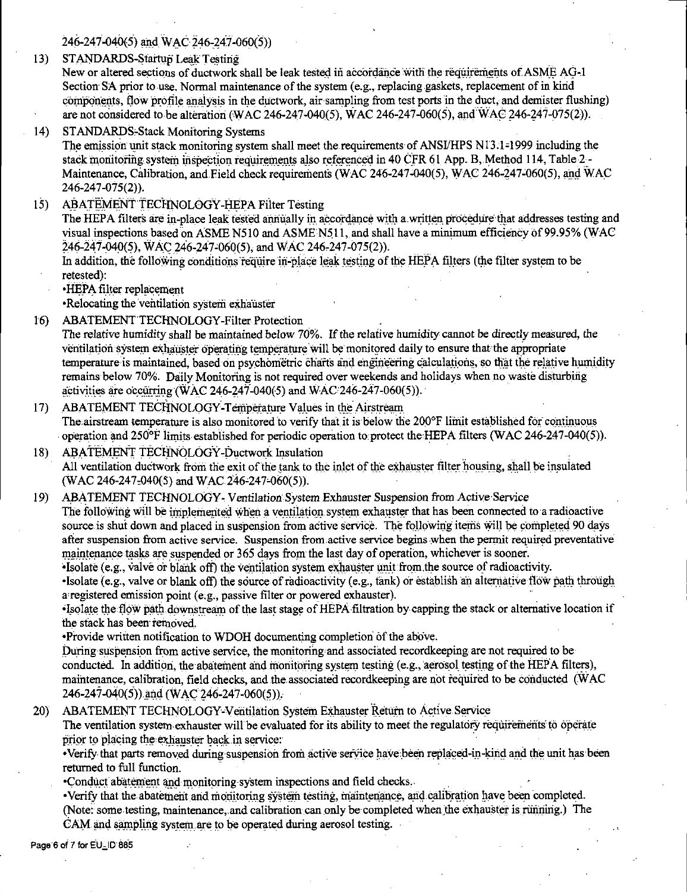246-247-040(5) and WAC 246-247-060(5))

13) STANDARDS-Startup Leak Testing
New or altered sections of ductwork shall be leak tested in accordance with the requirements of ASME AG-1 Section SA prior to use. Normal maintenance of the system (e.g., replacing gaskets, replacement of in kind components, flow profile analysis in the ductwork, air sampling from test ports in the duct, and demister flushing) are not considered to be alteration (WAC 246-247-040(5), WAC 246-247-060(5), and WAC 246-247-075(2)).

14) STANDARDS-Stack Monitoring Systems
The emission unit stack monitoring system shall meet the requirements of ANSI/HPS N13.1-1999 including the stack monitoring system inspection requirements also referenced in 40 CFR 61 App. B, Method 114, Table 2 - Maintenance, Calibration, and Field check requirements (WAC 246-247-040(5), WAC 246-247-060(5), and WAC 246-247-075(2)).

15) ABATEMENT TECHNOLOGY-HEPA Filter Testing
The HEPA filters are in-place leak tested annually in accordance with a written procedure that addresses testing and visual inspections based on ASME N510 and ASME N511, and shall have a minimum efficiency of 99.95% (WAC 246-247-040(5), WAC 246-247-060(5), and WAC 246-247-075(2)).
In addition, the following conditions require in-place leak testing of the HEPA filters (the filter system to be retested):
•HEPA filter replacement
•Relocating the ventilation system exhauster

16) ABATEMENT TECHNOLOGY-Filter Protection
The relative humidity shall be maintained below 70%. If the relative humidity cannot be directly measured, the ventilation system exhauster operating temperature will be monitored daily to ensure that the appropriate temperature is maintained, based on psychometric charts and engineering calculations, so that the relative humidity remains below 70%. Daily Monitoring is not required over weekends and holidays when no waste disturbing activities are occurring (WAC 246-247-040(5) and WAC 246-247-060(5)).

17) ABATEMENT TECHNOLOGY-Temperature Values in the Airstream
The airstream temperature is also monitored to verify that it is below the 200°F limit established for continuous operation and 250°F limits established for periodic operation to protect the HEPA filters (WAC 246-247-040(5)).

18) ABATEMENT TECHNOLOGY-Ductwork Insulation
All ventilation ductwork from the exit of the tank to the inlet of the exhauster filter housing, shall be insulated (WAC 246-247-040(5) and WAC 246-247-060(5)).

19) ABATEMENT TECHNOLOGY- Ventilation System Exhauster Suspension from Active Service
The following will be implemented when a ventilation system exhauster that has been connected to a radioactive source is shut down and placed in suspension from active service. The following items will be completed 90 days after suspension from active service. Suspension from active service begins when the permit required preventative maintenance tasks are suspended or 365 days from the last day of operation, whichever is sooner.
•Isolate (e.g., valve or blank off) the ventilation system exhauster unit from the source of radioactivity.
•Isolate (e.g., valve or blank off) the source of radioactivity (e.g., tank) or establish an alternative flow path through a registered emission point (e.g., passive filter or powered exhauster).
•Isolate the flow path downstream of the last stage of HEPA filtration by capping the stack or alternative location if the stack has been removed.
•Provide written notification to WDOH documenting completion of the above.
During suspension from active service, the monitoring and associated recordkeeping are not required to be conducted. In addition, the abatement and monitoring system testing (e.g., aerosol testing of the HEPA filters), maintenance, calibration, field checks, and the associated recordkeeping are not required to be conducted (WAC 246-247-040(5)) and (WAC 246-247-060(5)).

20) ABATEMENT TECHNOLOGY-Ventilation System Exhauster Return to Active Service
The ventilation system exhauster will be evaluated for its ability to meet the regulatory requirements to operate prior to placing the exhauster back in service:
•Verify that parts removed during suspension from active service have been replaced-in-kind and the unit has been returned to full function.
•Conduct abatement and monitoring system inspections and field checks.
•Verify that the abatement and monitoring system testing, maintenance, and calibration have been completed. (Note: some testing, maintenance, and calibration can only be completed when the exhauster is running.) The CAM and sampling system are to be operated during aerosol testing.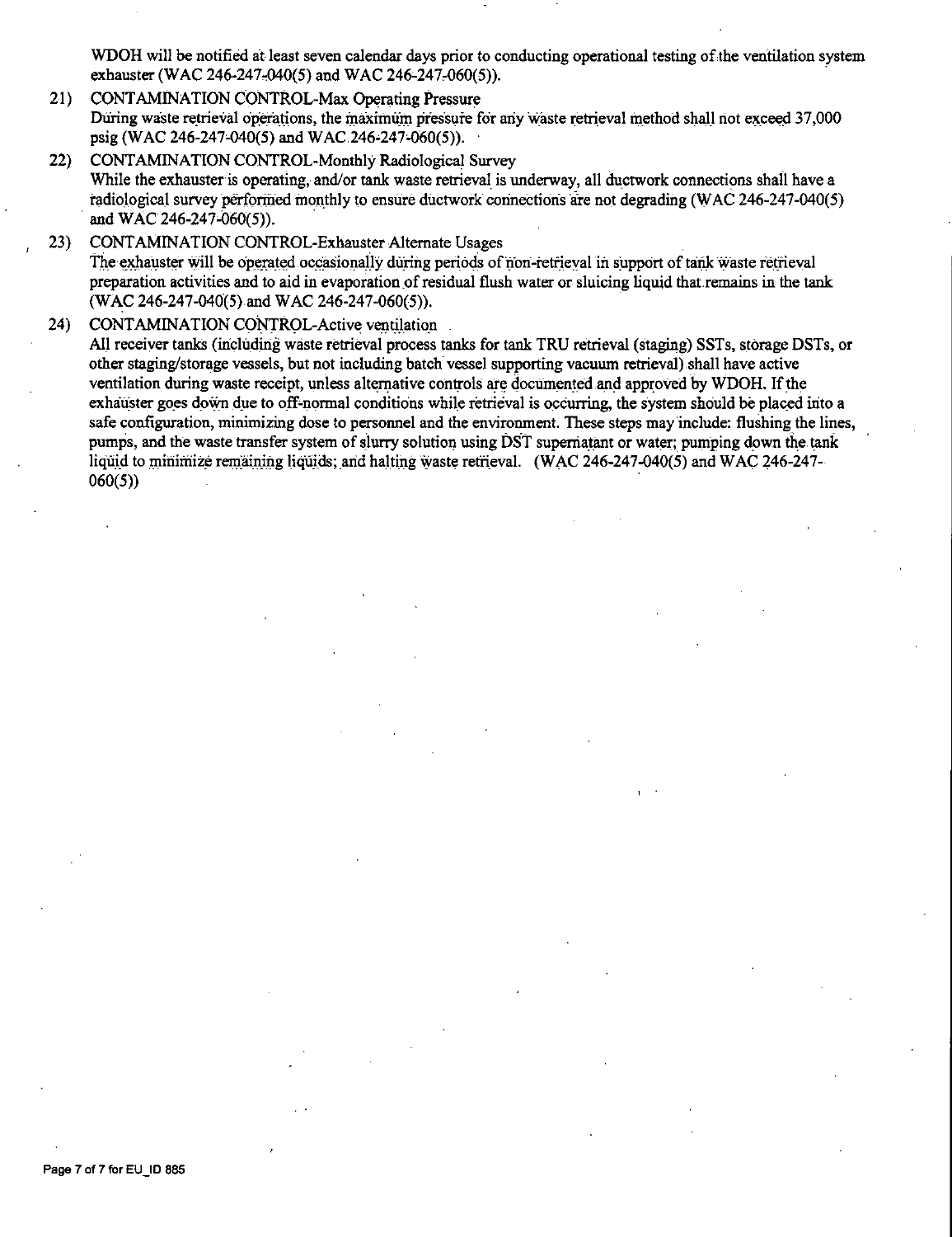WDOH will be notified at least seven calendar days prior to conducting operational testing of the ventilation system exhauster (WAC 246-247-040(5) and WAC 246-247-060(5)).

21) CONTAMINATION CONTROL-Max Operating Pressure
During waste retrieval operations, the maximum pressure for any waste retrieval method shall not exceed 37,000 psig (WAC 246-247-040(5) and WAC 246-247-060(5)).

22) CONTAMINATION CONTROL-Monthly Radiological Survey
While the exhauster is operating, and/or tank waste retrieval is underway, all ductwork connections shall have a radiological survey performed monthly to ensure ductwork connections are not degrading (WAC 246-247-040(5) and WAC 246-247-060(5)).

23) CONTAMINATION CONTROL-Exhauster Alternate Usages
The exhauster will be operated occasionally during periods of non-retrieval in support of tank waste retrieval preparation activities and to aid in evaporation of residual flush water or sluicing liquid that remains in the tank (WAC 246-247-040(5) and WAC 246-247-060(5)).

24) CONTAMINATION CONTROL-Active ventilation
All receiver tanks (including waste retrieval process tanks for tank TRU retrieval (staging) SSTs, storage DSTs, or other staging/storage vessels, but not including batch vessel supporting vacuum retrieval) shall have active ventilation during waste receipt, unless alternative controls are documented and approved by WDOH. If the exhauster goes down due to off-normal conditions while retrieval is occurring, the system should be placed into a safe configuration, minimizing dose to personnel and the environment. These steps may include: flushing the lines, pumps, and the waste transfer system of slurry solution using DST supernatant or water; pumping down the tank liquid to minimize remaining liquids; and halting waste retrieval. (WAC 246-247-040(5) and WAC 246-247-060(5))